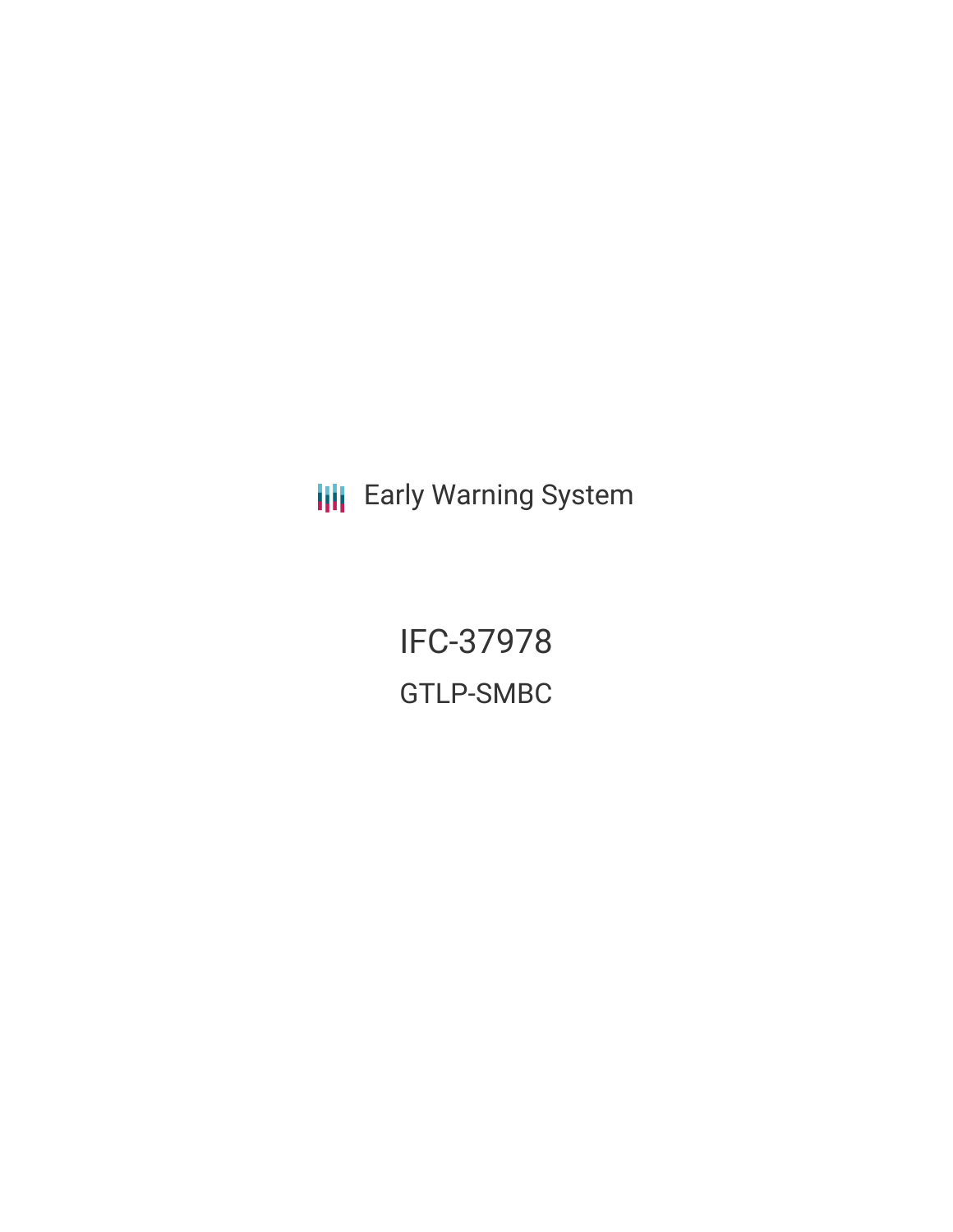Early Warning System

# IFC-37978

## GTLP-SMBC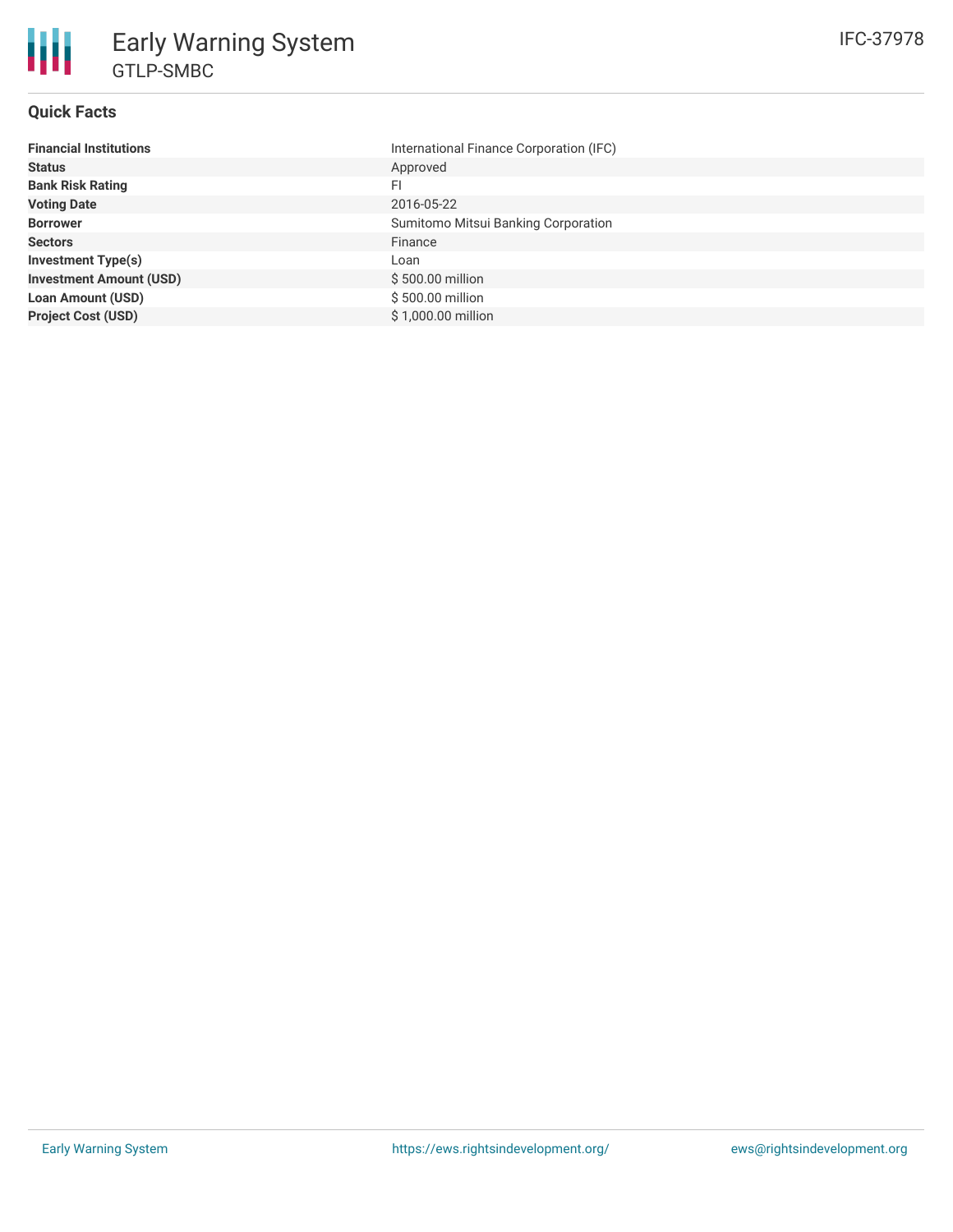# Early Warning System

## GTLP-SMBC

IFC-37978

### Quick Facts

| | |
|---|---|
| **Financial Institutions** | International Finance Corporation (IFC) |
| **Status** | Approved |
| **Bank Risk Rating** | FI |
| **Voting Date** | 2016-05-22 |
| **Borrower** | Sumitomo Mitsui Banking Corporation |
| **Sectors** | Finance |
| **Investment Type(s)** | Loan |
| **Investment Amount (USD)** | $ 500.00 million |
| **Loan Amount (USD)** | $ 500.00 million |
| **Project Cost (USD)** | $ 1,000.00 million |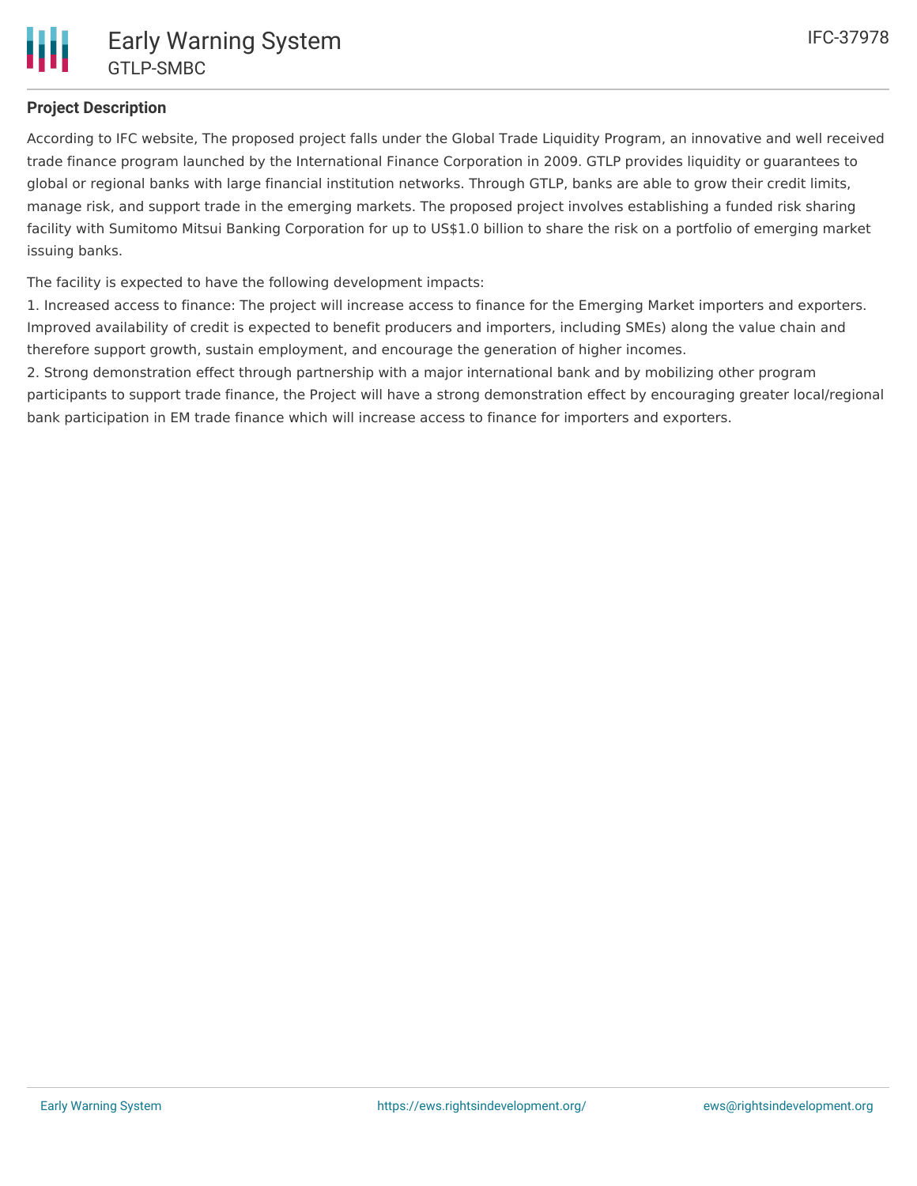## Project Description

According to IFC website, The proposed project falls under the Global Trade Liquidity Program, an innovative and well received trade finance program launched by the International Finance Corporation in 2009. GTLP provides liquidity or guarantees to global or regional banks with large financial institution networks. Through GTLP, banks are able to grow their credit limits, manage risk, and support trade in the emerging markets. The proposed project involves establishing a funded risk sharing facility with Sumitomo Mitsui Banking Corporation for up to US$1.0 billion to share the risk on a portfolio of emerging market issuing banks.

The facility is expected to have the following development impacts:

1. Increased access to finance: The project will increase access to finance for the Emerging Market importers and exporters. Improved availability of credit is expected to benefit producers and importers, including SMEs) along the value chain and therefore support growth, sustain employment, and encourage the generation of higher incomes.
2. Strong demonstration effect through partnership with a major international bank and by mobilizing other program participants to support trade finance, the Project will have a strong demonstration effect by encouraging greater local/regional bank participation in EM trade finance which will increase access to finance for importers and exporters.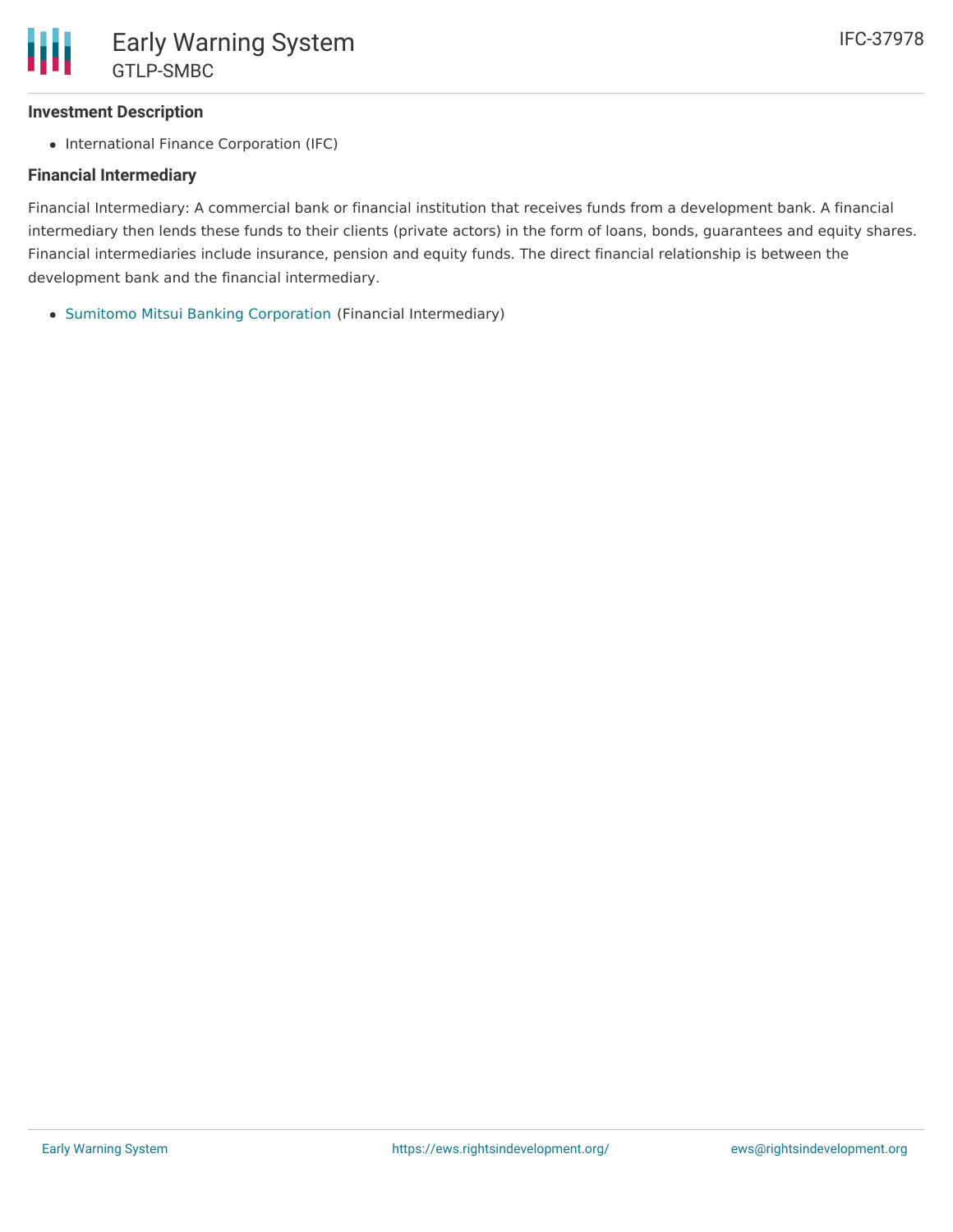### Investment Description

- International Finance Corporation (IFC)

### Financial Intermediary

Financial Intermediary: A commercial bank or financial institution that receives funds from a development bank. A financial intermediary then lends these funds to their clients (private actors) in the form of loans, bonds, guarantees and equity shares. Financial intermediaries include insurance, pension and equity funds. The direct financial relationship is between the development bank and the financial intermediary.

- Sumitomo Mitsui Banking Corporation (Financial Intermediary)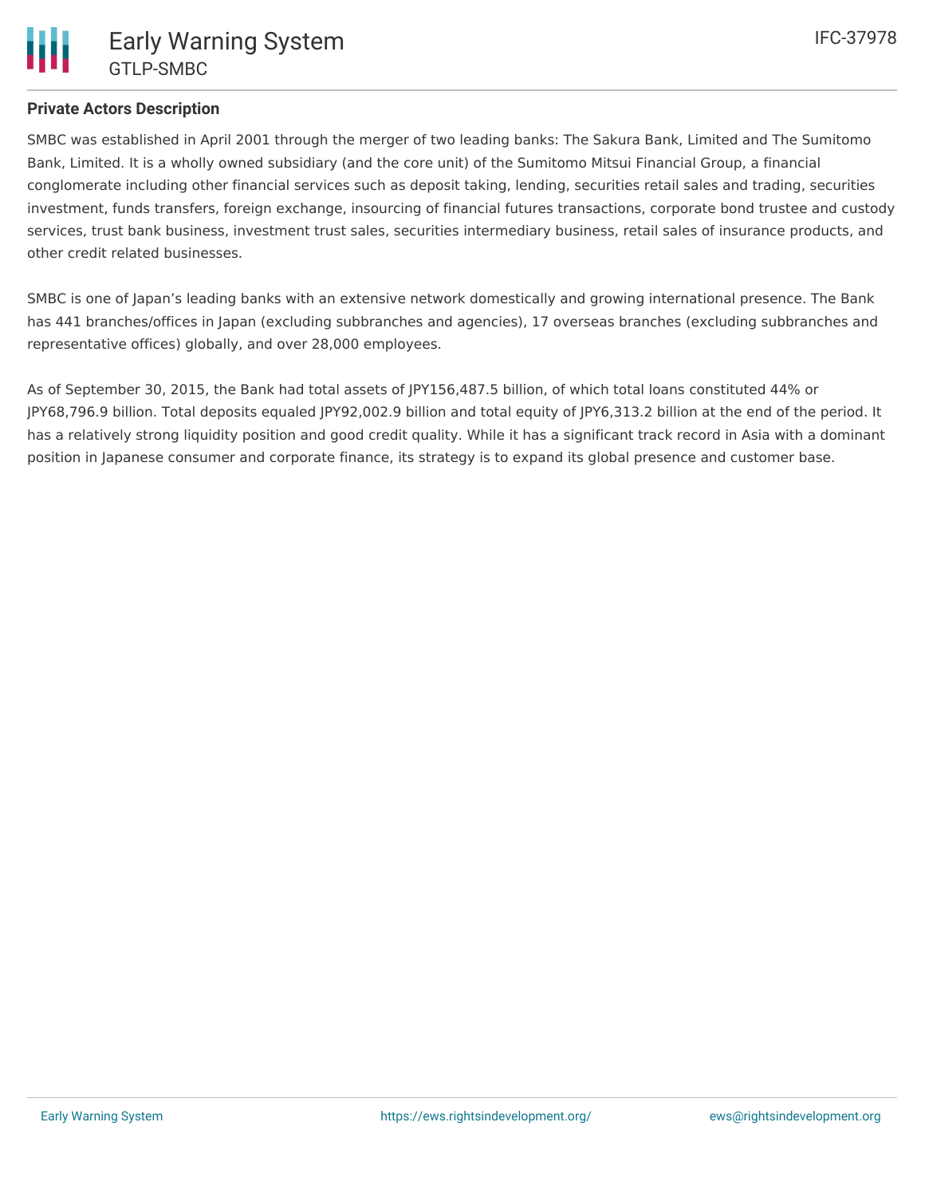**Private Actors Description**

SMBC was established in April 2001 through the merger of two leading banks: The Sakura Bank, Limited and The Sumitomo Bank, Limited. It is a wholly owned subsidiary (and the core unit) of the Sumitomo Mitsui Financial Group, a financial conglomerate including other financial services such as deposit taking, lending, securities retail sales and trading, securities investment, funds transfers, foreign exchange, insourcing of financial futures transactions, corporate bond trustee and custody services, trust bank business, investment trust sales, securities intermediary business, retail sales of insurance products, and other credit related businesses.

SMBC is one of Japan's leading banks with an extensive network domestically and growing international presence. The Bank has 441 branches/offices in Japan (excluding subbranches and agencies), 17 overseas branches (excluding subbranches and representative offices) globally, and over 28,000 employees.

As of September 30, 2015, the Bank had total assets of JPY156,487.5 billion, of which total loans constituted 44% or JPY68,796.9 billion. Total deposits equaled JPY92,002.9 billion and total equity of JPY6,313.2 billion at the end of the period. It has a relatively strong liquidity position and good credit quality. While it has a significant track record in Asia with a dominant position in Japanese consumer and corporate finance, its strategy is to expand its global presence and customer base.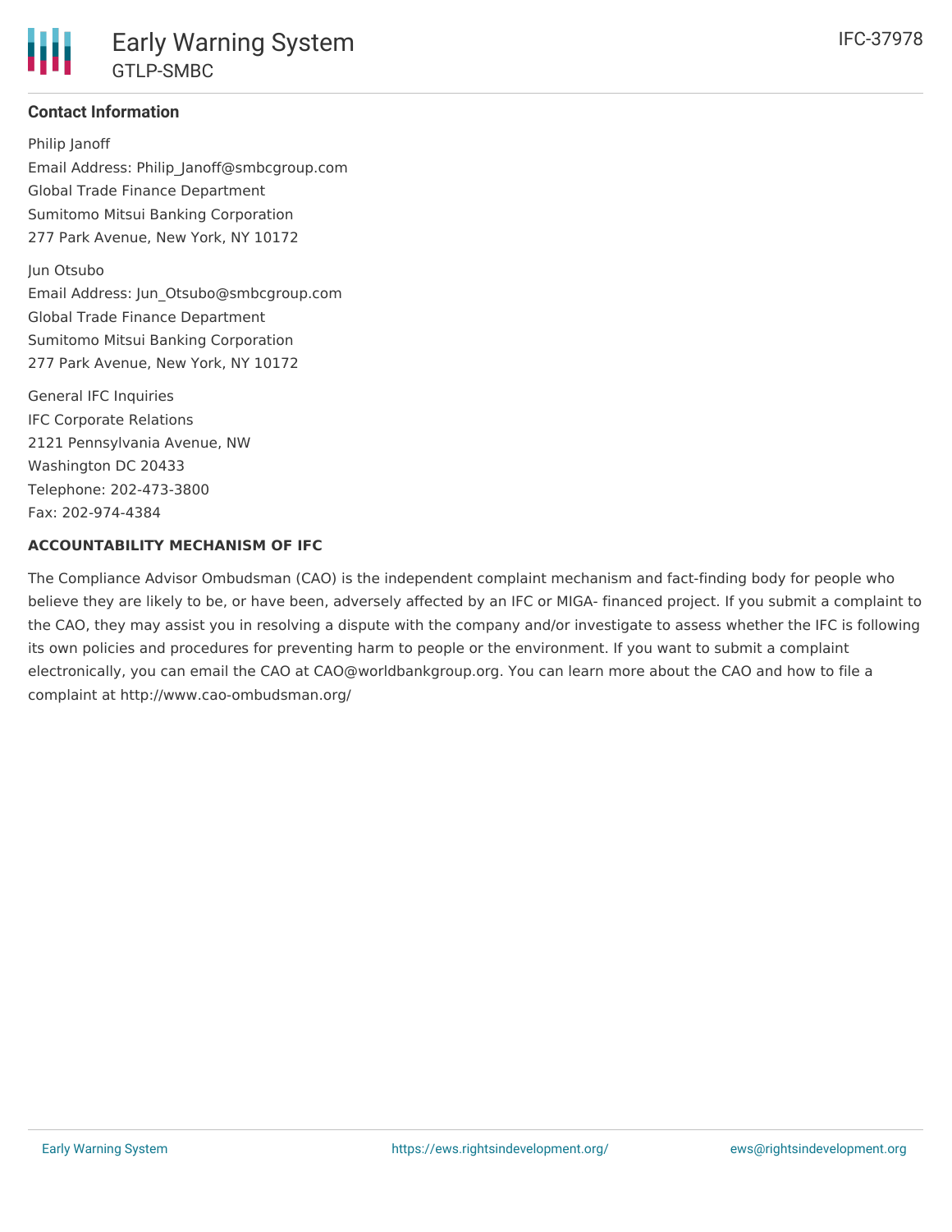### Contact Information

Philip Janoff
Email Address: Philip_Janoff@smbcgroup.com
Global Trade Finance Department
Sumitomo Mitsui Banking Corporation
277 Park Avenue, New York, NY 10172

Jun Otsubo
Email Address: Jun_Otsubo@smbcgroup.com
Global Trade Finance Department
Sumitomo Mitsui Banking Corporation
277 Park Avenue, New York, NY 10172

General IFC Inquiries
IFC Corporate Relations
2121 Pennsylvania Avenue, NW
Washington DC 20433
Telephone: 202-473-3800
Fax: 202-974-4384

### ACCOUNTABILITY MECHANISM OF IFC

The Compliance Advisor Ombudsman (CAO) is the independent complaint mechanism and fact-finding body for people who believe they are likely to be, or have been, adversely affected by an IFC or MIGA- financed project. If you submit a complaint to the CAO, they may assist you in resolving a dispute with the company and/or investigate to assess whether the IFC is following its own policies and procedures for preventing harm to people or the environment. If you want to submit a complaint electronically, you can email the CAO at CAO@worldbankgroup.org. You can learn more about the CAO and how to file a complaint at http://www.cao-ombudsman.org/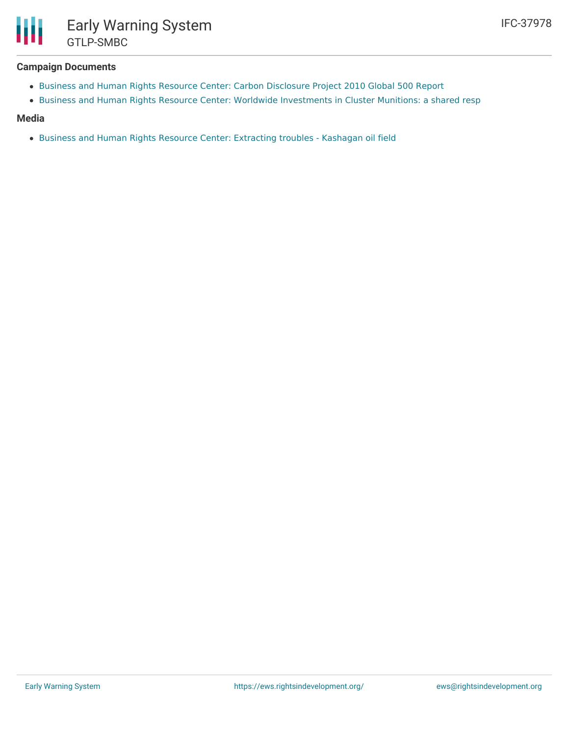**Campaign Documents**

- Business and Human Rights Resource Center: Carbon Disclosure Project 2010 Global 500 Report
- Business and Human Rights Resource Center: Worldwide Investments in Cluster Munitions: a shared resp

**Media**

- Business and Human Rights Resource Center: Extracting troubles - Kashagan oil field